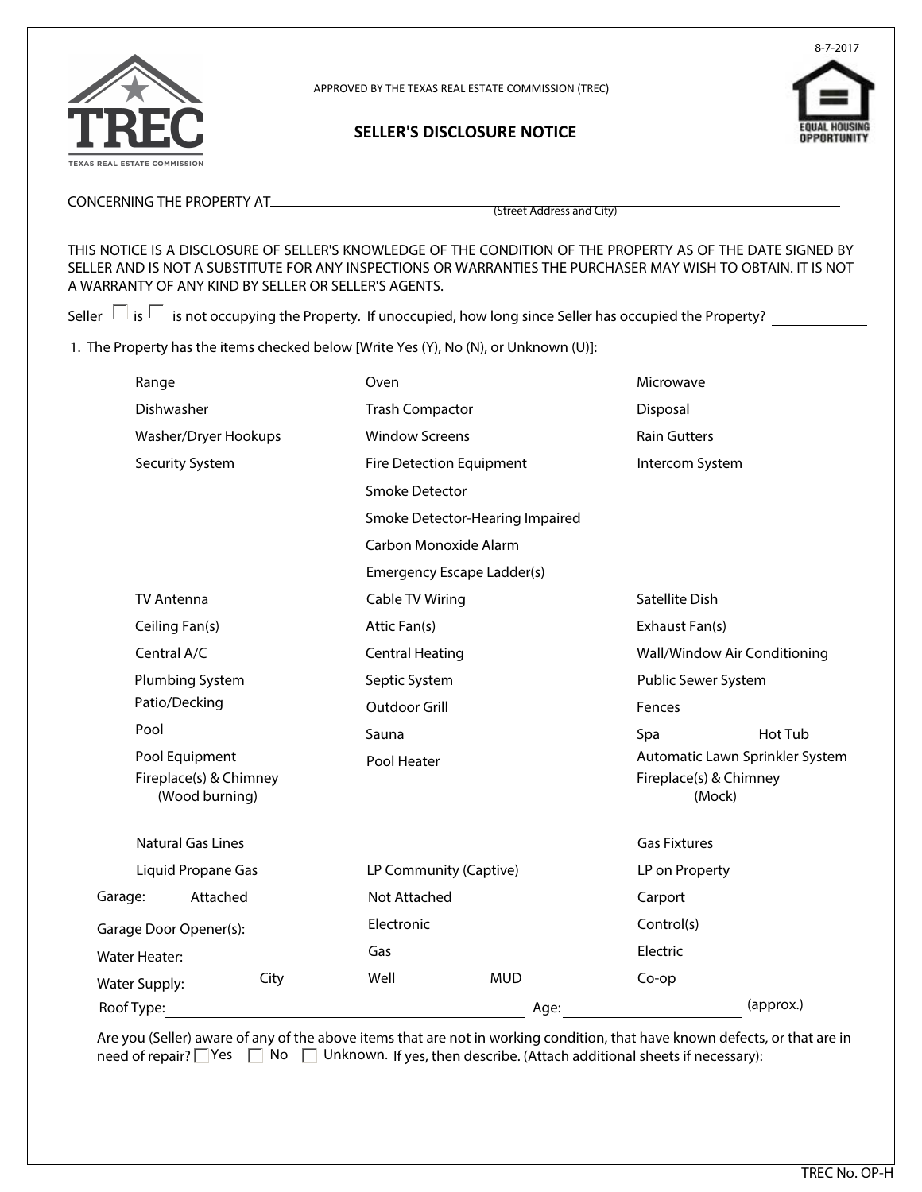8-7-2017

APPROVED BY THE TEXAS REAL ESTATE COMMISSION (TREC)

# SELLER'S DISCLOSURE NOTICE

CONCERNING THE PROPERTY AT ______________________________________________
(Street Address and City)

THIS NOTICE IS A DISCLOSURE OF SELLER'S KNOWLEDGE OF THE CONDITION OF THE PROPERTY AS OF THE DATE SIGNED BY SELLER AND IS NOT A SUBSTITUTE FOR ANY INSPECTIONS OR WARRANTIES THE PURCHASER MAY WISH TO OBTAIN. IT IS NOT A WARRANTY OF ANY KIND BY SELLER OR SELLER'S AGENTS.

Seller ☐ is ☐ is not occupying the Property. If unoccupied, how long since Seller has occupied the Property? __________

1. The Property has the items checked below [Write Yes (Y), No (N), or Unknown (U)]:

| | | |
|---|---|---|
| ____ Range | ____ Oven | ____ Microwave |
| ____ Dishwasher | ____ Trash Compactor | ____ Disposal |
| ____ Washer/Dryer Hookups | ____ Window Screens | ____ Rain Gutters |
| ____ Security System | ____ Fire Detection Equipment | ____ Intercom System |
| | ____ Smoke Detector | |
| | ____ Smoke Detector-Hearing Impaired | |
| | ____ Carbon Monoxide Alarm | |
| | ____ Emergency Escape Ladder(s) | |
| ____ TV Antenna | ____ Cable TV Wiring | ____ Satellite Dish |
| ____ Ceiling Fan(s) | ____ Attic Fan(s) | ____ Exhaust Fan(s) |
| ____ Central A/C | ____ Central Heating | ____ Wall/Window Air Conditioning |
| ____ Plumbing System | ____ Septic System | ____ Public Sewer System |
| ____ Patio/Decking | ____ Outdoor Grill | ____ Fences |
| ____ Pool | ____ Sauna | ____ Spa ____ Hot Tub |
| ____ Pool Equipment | ____ Pool Heater | ____ Automatic Lawn Sprinkler System |
| ____ Fireplace(s) & Chimney (Wood burning) | | ____ Fireplace(s) & Chimney (Mock) |
| ____ Natural Gas Lines | | ____ Gas Fixtures |
| ____ Liquid Propane Gas | ____ LP Community (Captive) | ____ LP on Property |
| Garage: ____ Attached | ____ Not Attached | ____ Carport |
| Garage Door Opener(s): | ____ Electronic | ____ Control(s) |
| Water Heater: | ____ Gas | ____ Electric |
| Water Supply: ____ City | ____ Well ____ MUD | ____ Co-op |

Roof Type: ______________________________ Age: ______________ (approx.)

Are you (Seller) aware of any of the above items that are not in working condition, that have known defects, or that are in need of repair? ☐ Yes ☐ No ☐ Unknown. If yes, then describe. (Attach additional sheets if necessary): ______________

______________________________________________________________________

______________________________________________________________________

______________________________________________________________________

TREC No. OP-H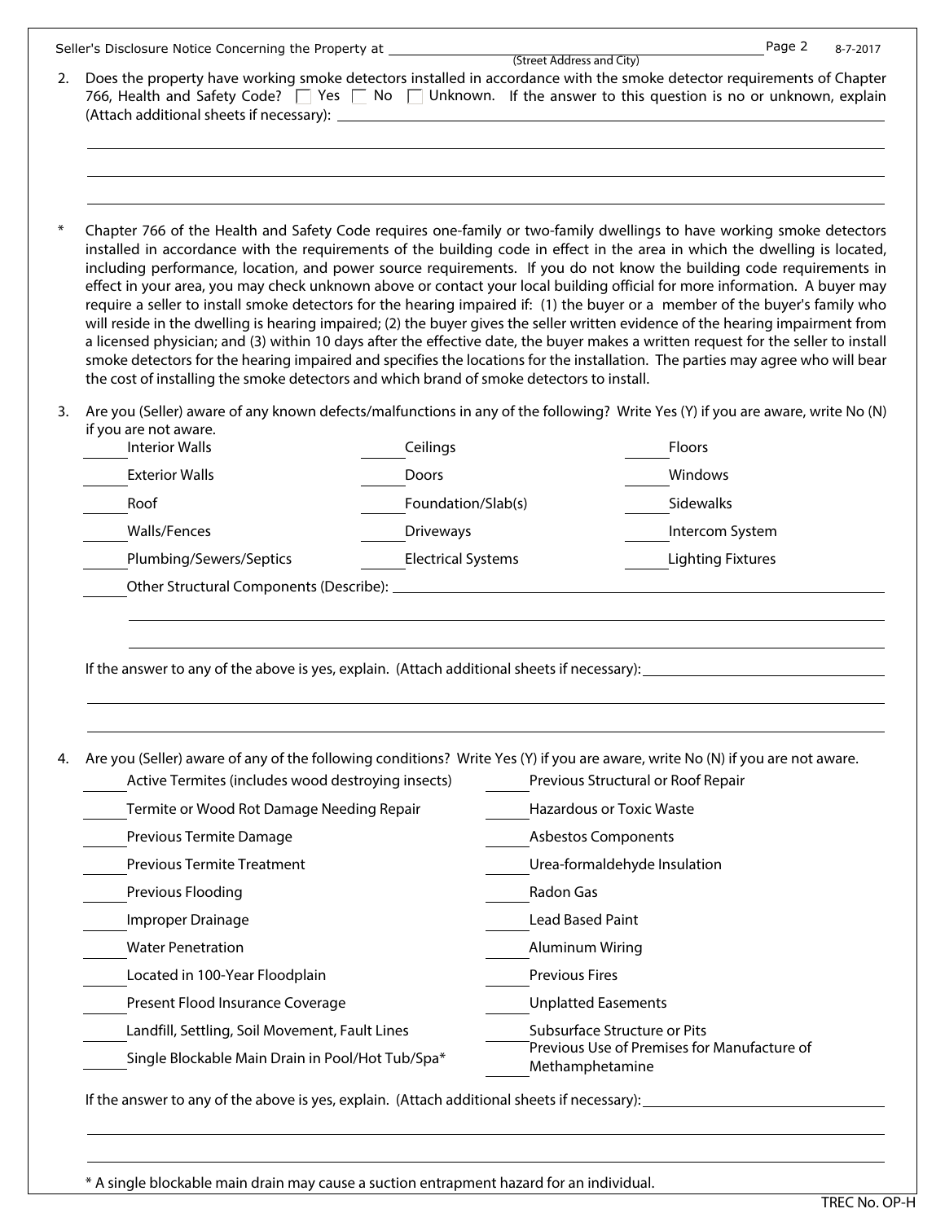Seller's Disclosure Notice Concerning the Property at ______________________________ (Street Address and City)

2. Does the property have working smoke detectors installed in accordance with the smoke detector requirements of Chapter 766, Health and Safety Code? ☐ Yes ☐ No ☐ Unknown. If the answer to this question is no or unknown, explain (Attach additional sheets if necessary): ______________________________

______________________________

______________________________

______________________________

\* Chapter 766 of the Health and Safety Code requires one-family or two-family dwellings to have working smoke detectors installed in accordance with the requirements of the building code in effect in the area in which the dwelling is located, including performance, location, and power source requirements. If you do not know the building code requirements in effect in your area, you may check unknown above or contact your local building official for more information. A buyer may require a seller to install smoke detectors for the hearing impaired if: (1) the buyer or a member of the buyer's family who will reside in the dwelling is hearing impaired; (2) the buyer gives the seller written evidence of the hearing impairment from a licensed physician; and (3) within 10 days after the effective date, the buyer makes a written request for the seller to install smoke detectors for the hearing impaired and specifies the locations for the installation. The parties may agree who will bear the cost of installing the smoke detectors and which brand of smoke detectors to install.

3. Are you (Seller) aware of any known defects/malfunctions in any of the following? Write Yes (Y) if you are aware, write No (N) if you are not aware.

| | | |
|---|---|---|
| ____ Interior Walls | ____ Ceilings | ____ Floors |
| ____ Exterior Walls | ____ Doors | ____ Windows |
| ____ Roof | ____ Foundation/Slab(s) | ____ Sidewalks |
| ____ Walls/Fences | ____ Driveways | ____ Intercom System |
| ____ Plumbing/Sewers/Septics | ____ Electrical Systems | ____ Lighting Fixtures |

____ Other Structural Components (Describe): ______________________________

______________________________

______________________________

If the answer to any of the above is yes, explain. (Attach additional sheets if necessary): ______________________________

______________________________

______________________________

4. Are you (Seller) aware of any of the following conditions? Write Yes (Y) if you are aware, write No (N) if you are not aware.

| | |
|---|---|
| ____ Active Termites (includes wood destroying insects) | ____ Previous Structural or Roof Repair |
| ____ Termite or Wood Rot Damage Needing Repair | ____ Hazardous or Toxic Waste |
| ____ Previous Termite Damage | ____ Asbestos Components |
| ____ Previous Termite Treatment | ____ Urea-formaldehyde Insulation |
| ____ Previous Flooding | ____ Radon Gas |
| ____ Improper Drainage | ____ Lead Based Paint |
| ____ Water Penetration | ____ Aluminum Wiring |
| ____ Located in 100-Year Floodplain | ____ Previous Fires |
| ____ Present Flood Insurance Coverage | ____ Unplatted Easements |
| ____ Landfill, Settling, Soil Movement, Fault Lines | ____ Subsurface Structure or Pits |
| ____ Single Blockable Main Drain in Pool/Hot Tub/Spa* | ____ Previous Use of Premises for Manufacture of Methamphetamine |

If the answer to any of the above is yes, explain. (Attach additional sheets if necessary): ______________________________

______________________________

______________________________

\* A single blockable main drain may cause a suction entrapment hazard for an individual.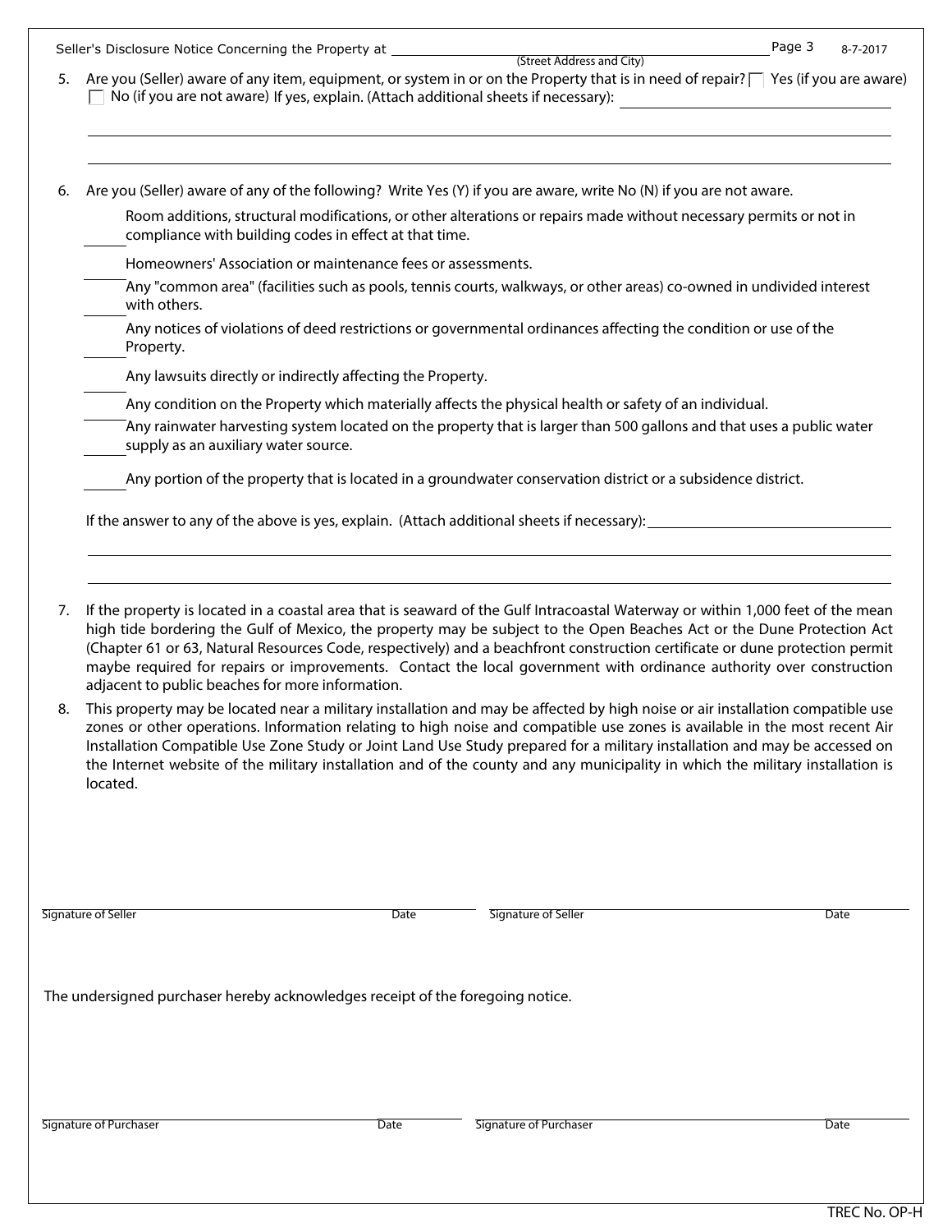Seller's Disclosure Notice Concerning the Property at ______________________________ (Street Address and City)

5. Are you (Seller) aware of any item, equipment, or system in or on the Property that is in need of repair? ☐ Yes (if you are aware) ☐ No (if you are not aware) If yes, explain. (Attach additional sheets if necessary): ______________________________

______________________________

______________________________

6. Are you (Seller) aware of any of the following? Write Yes (Y) if you are aware, write No (N) if you are not aware.

   _____ Room additions, structural modifications, or other alterations or repairs made without necessary permits or not in compliance with building codes in effect at that time.

   _____ Homeowners' Association or maintenance fees or assessments.

   _____ Any "common area" (facilities such as pools, tennis courts, walkways, or other areas) co-owned in undivided interest with others.

   _____ Any notices of violations of deed restrictions or governmental ordinances affecting the condition or use of the Property.

   _____ Any lawsuits directly or indirectly affecting the Property.

   _____ Any condition on the Property which materially affects the physical health or safety of an individual.

   _____ Any rainwater harvesting system located on the property that is larger than 500 gallons and that uses a public water supply as an auxiliary water source.

   _____ Any portion of the property that is located in a groundwater conservation district or a subsidence district.

   If the answer to any of the above is yes, explain. (Attach additional sheets if necessary): ______________________________

______________________________

______________________________

7. If the property is located in a coastal area that is seaward of the Gulf Intracoastal Waterway or within 1,000 feet of the mean high tide bordering the Gulf of Mexico, the property may be subject to the Open Beaches Act or the Dune Protection Act (Chapter 61 or 63, Natural Resources Code, respectively) and a beachfront construction certificate or dune protection permit maybe required for repairs or improvements. Contact the local government with ordinance authority over construction adjacent to public beaches for more information.

8. This property may be located near a military installation and may be affected by high noise or air installation compatible use zones or other operations. Information relating to high noise and compatible use zones is available in the most recent Air Installation Compatible Use Zone Study or Joint Land Use Study prepared for a military installation and may be accessed on the Internet website of the military installation and of the county and any municipality in which the military installation is located.

______________________________ ______________________________
Signature of Seller Date Signature of Seller Date

The undersigned purchaser hereby acknowledges receipt of the foregoing notice.

______________________________ ______________________________
Signature of Purchaser Date Signature of Purchaser Date

TREC No. OP-H